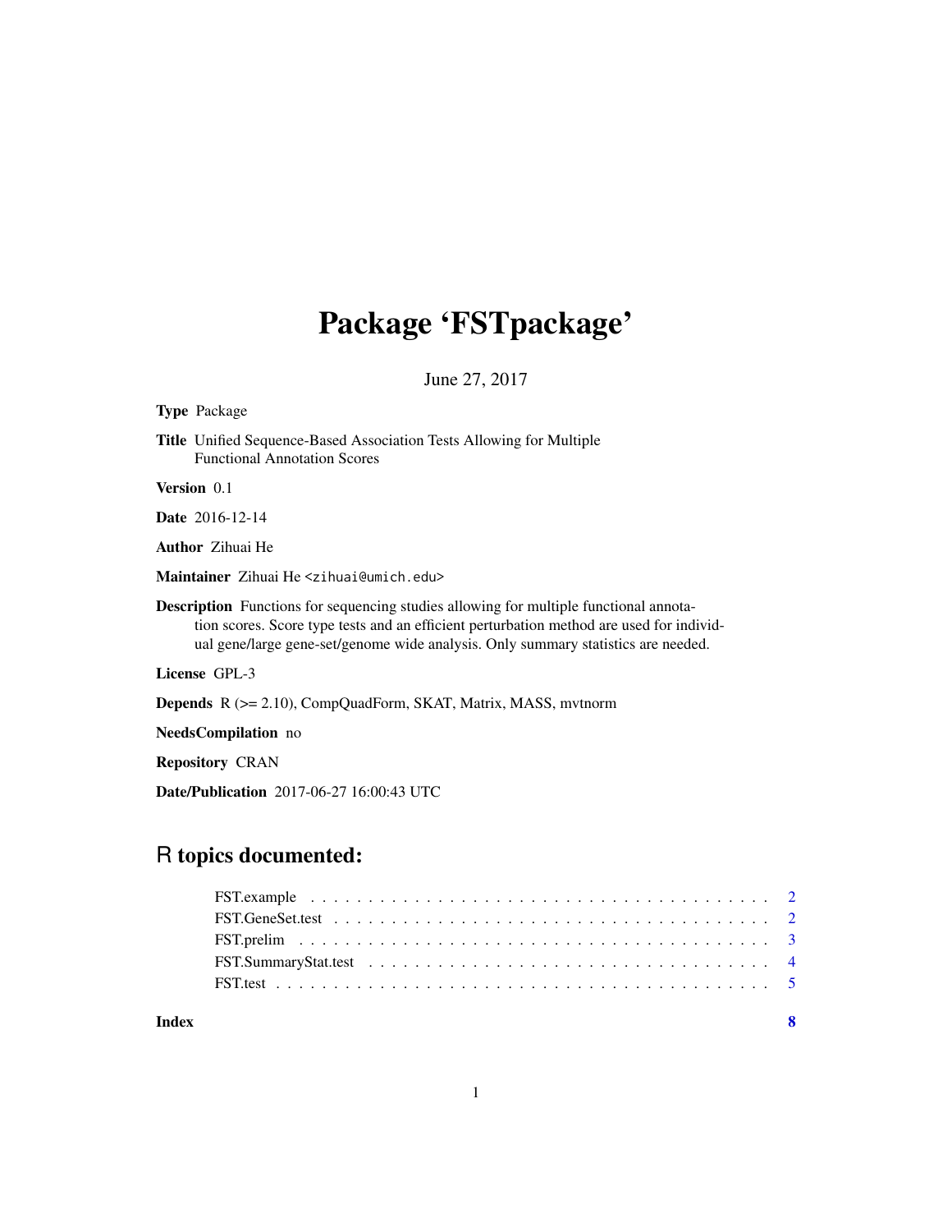# Package 'FSTpackage'

June 27, 2017

**Type** Package

**Title** Unified Sequence-Based Association Tests Allowing for Multiple Functional Annotation Scores

**Version** 0.1

**Date** 2016-12-14

**Author** Zihuai He

**Maintainer** Zihuai He <zihuai@umich.edu>

**Description** Functions for sequencing studies allowing for multiple functional annotation scores. Score type tests and an efficient perturbation method are used for individual gene/large gene-set/genome wide analysis. Only summary statistics are needed.

**License** GPL-3

**Depends** R (>= 2.10), CompQuadForm, SKAT, Matrix, MASS, mvtnorm

**NeedsCompilation** no

**Repository** CRAN

**Date/Publication** 2017-06-27 16:00:43 UTC

## R topics documented:

| | |
|---|---|
| FST.example | 2 |
| FST.GeneSet.test | 2 |
| FST.prelim | 3 |
| FST.SummaryStat.test | 4 |
| FST.test | 5 |
| **Index** | **8** |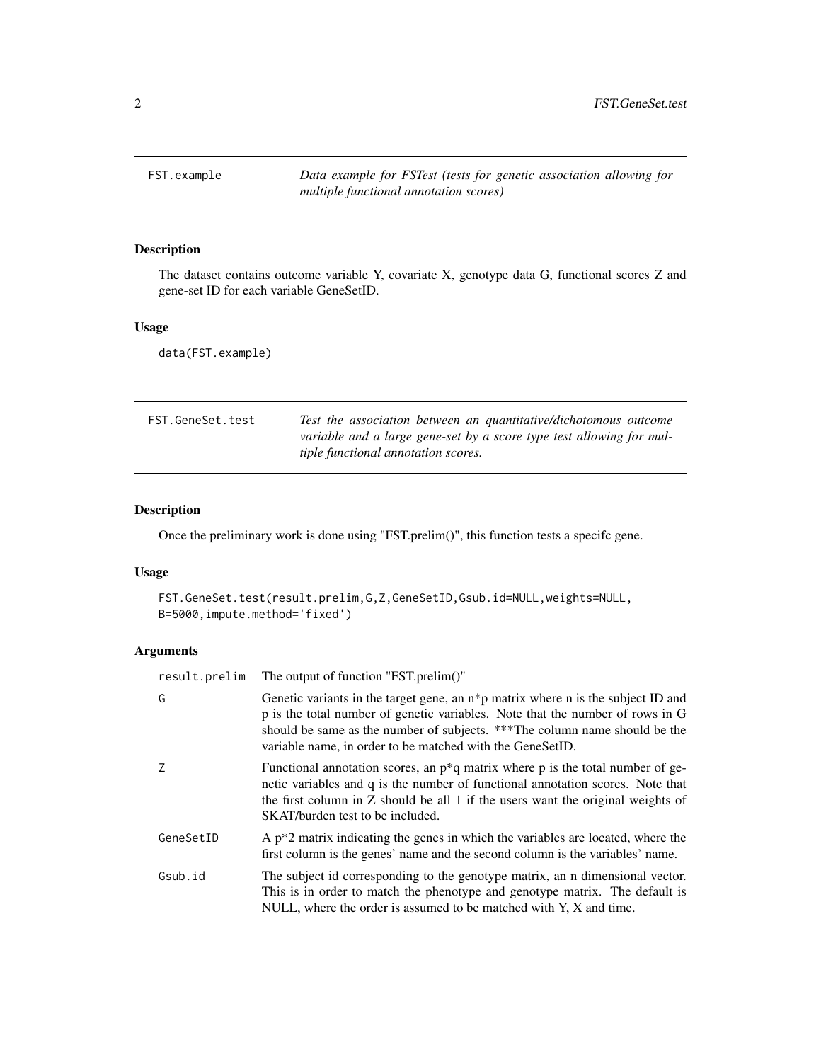## FST.example

*Data example for FSTest (tests for genetic association allowing for multiple functional annotation scores)*

### Description

The dataset contains outcome variable Y, covariate X, genotype data G, functional scores Z and gene-set ID for each variable GeneSetID.

### Usage

```
data(FST.example)
```

## FST.GeneSet.test

*Test the association between an quantitative/dichotomous outcome variable and a large gene-set by a score type test allowing for multiple functional annotation scores.*

### Description

Once the preliminary work is done using "FST.prelim()", this function tests a specifc gene.

### Usage

```
FST.GeneSet.test(result.prelim,G,Z,GeneSetID,Gsub.id=NULL,weights=NULL,
B=5000,impute.method='fixed')
```

### Arguments

| | |
|---|---|
| `result.prelim` | The output of function "FST.prelim()" |
| `G` | Genetic variants in the target gene, an n*p matrix where n is the subject ID and p is the total number of genetic variables. Note that the number of rows in G should be same as the number of subjects. ***The column name should be the variable name, in order to be matched with the GeneSetID. |
| `Z` | Functional annotation scores, an p*q matrix where p is the total number of genetic variables and q is the number of functional annotation scores. Note that the first column in Z should be all 1 if the users want the original weights of SKAT/burden test to be included. |
| `GeneSetID` | A p*2 matrix indicating the genes in which the variables are located, where the first column is the genes' name and the second column is the variables' name. |
| `Gsub.id` | The subject id corresponding to the genotype matrix, an n dimensional vector. This is in order to match the phenotype and genotype matrix. The default is NULL, where the order is assumed to be matched with Y, X and time. |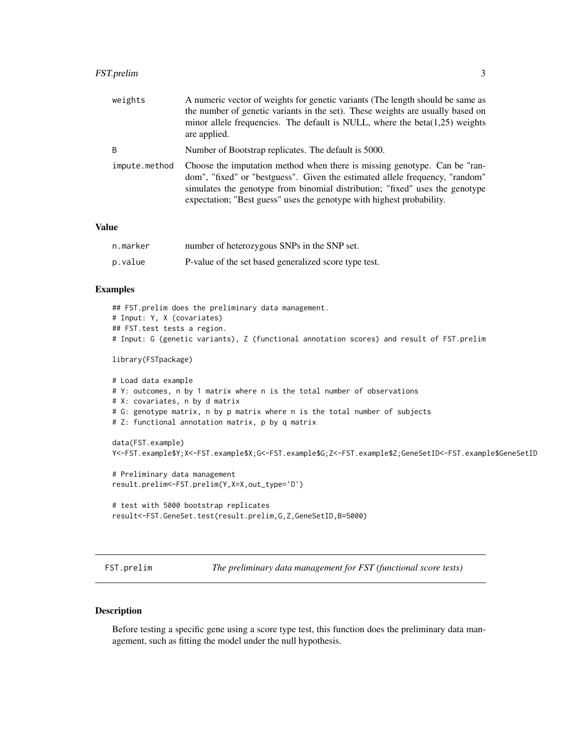| | |
|---|---|
| weights | A numeric vector of weights for genetic variants (The length should be same as the number of genetic variants in the set). These weights are usually based on minor allele frequencies. The default is NULL, where the beta(1,25) weights are applied. |
| B | Number of Bootstrap replicates. The default is 5000. |
| impute.method | Choose the imputation method when there is missing genotype. Can be "random", "fixed" or "bestguess". Given the estimated allele frequency, "random" simulates the genotype from binomial distribution; "fixed" uses the genotype expectation; "Best guess" uses the genotype with highest probability. |

## Value

| | |
|---|---|
| n.marker | number of heterozygous SNPs in the SNP set. |
| p.value | P-value of the set based generalized score type test. |

## Examples

```
## FST.prelim does the preliminary data management.
# Input: Y, X (covariates)
## FST.test tests a region.
# Input: G (genetic variants), Z (functional annotation scores) and result of FST.prelim

library(FSTpackage)

# Load data example
# Y: outcomes, n by 1 matrix where n is the total number of observations
# X: covariates, n by d matrix
# G: genotype matrix, n by p matrix where n is the total number of subjects
# Z: functional annotation matrix, p by q matrix

data(FST.example)
Y<-FST.example$Y;X<-FST.example$X;G<-FST.example$G;Z<-FST.example$Z;GeneSetID<-FST.example$GeneSetID

# Preliminary data management
result.prelim<-FST.prelim(Y,X=X,out_type='D')

# test with 5000 bootstrap replicates
result<-FST.GeneSet.test(result.prelim,G,Z,GeneSetID,B=5000)
```

# FST.prelim *The preliminary data management for FST (functional score tests)*

## Description

Before testing a specific gene using a score type test, this function does the preliminary data management, such as fitting the model under the null hypothesis.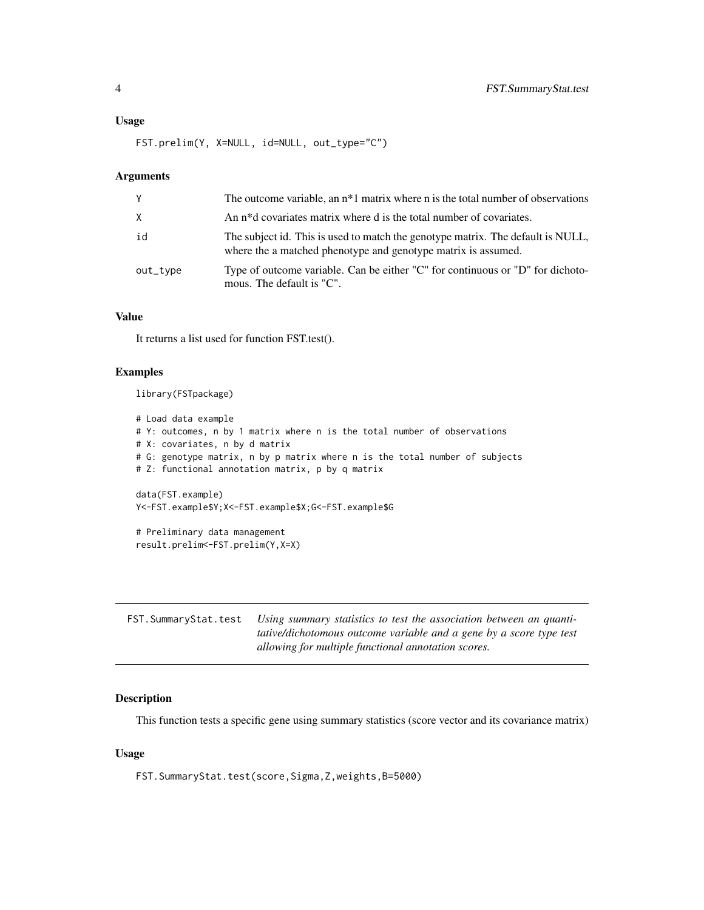### Usage

```
FST.prelim(Y, X=NULL, id=NULL, out_type="C")
```

### Arguments

| | |
|---|---|
| Y | The outcome variable, an n*1 matrix where n is the total number of observations |
| X | An n*d covariates matrix where d is the total number of covariates. |
| id | The subject id. This is used to match the genotype matrix. The default is NULL, where the a matched phenotype and genotype matrix is assumed. |
| out_type | Type of outcome variable. Can be either "C" for continuous or "D" for dichotomous. The default is "C". |

### Value

It returns a list used for function FST.test().

### Examples

```
library(FSTpackage)

# Load data example
# Y: outcomes, n by 1 matrix where n is the total number of observations
# X: covariates, n by d matrix
# G: genotype matrix, n by p matrix where n is the total number of subjects
# Z: functional annotation matrix, p by q matrix

data(FST.example)
Y<-FST.example$Y;X<-FST.example$X;G<-FST.example$G

# Preliminary data management
result.prelim<-FST.prelim(Y,X=X)
```

---

## FST.SummaryStat.test

*Using summary statistics to test the association between an quantitative/dichotomous outcome variable and a gene by a score type test allowing for multiple functional annotation scores.*

---

### Description

This function tests a specific gene using summary statistics (score vector and its covariance matrix)

### Usage

```
FST.SummaryStat.test(score,Sigma,Z,weights,B=5000)
```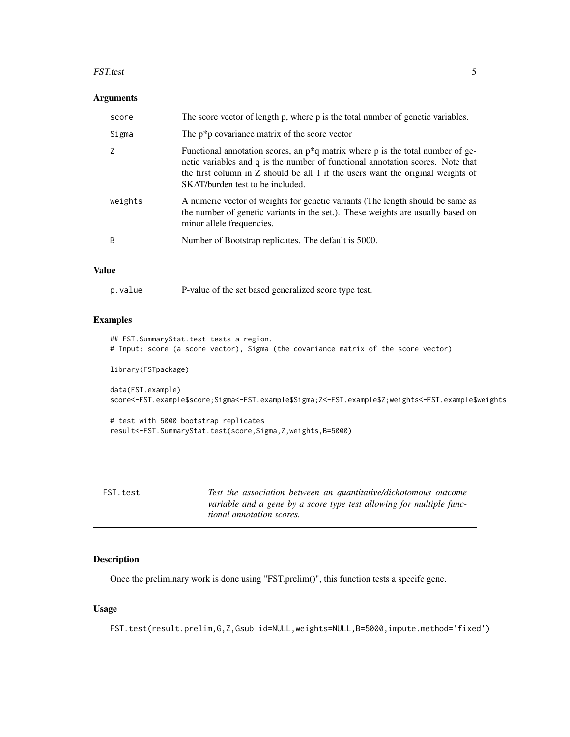### Arguments

| | |
|---|---|
| score | The score vector of length p, where p is the total number of genetic variables. |
| Sigma | The p*p covariance matrix of the score vector |
| Z | Functional annotation scores, an p*q matrix where p is the total number of genetic variables and q is the number of functional annotation scores. Note that the first column in Z should be all 1 if the users want the original weights of SKAT/burden test to be included. |
| weights | A numeric vector of weights for genetic variants (The length should be same as the number of genetic variants in the set.). These weights are usually based on minor allele frequencies. |
| B | Number of Bootstrap replicates. The default is 5000. |

### Value

| | |
|---|---|
| p.value | P-value of the set based generalized score type test. |

### Examples

```
## FST.SummaryStat.test tests a region.
# Input: score (a score vector), Sigma (the covariance matrix of the score vector)

library(FSTpackage)

data(FST.example)
score<-FST.example$score;Sigma<-FST.example$Sigma;Z<-FST.example$Z;weights<-FST.example$weights

# test with 5000 bootstrap replicates
result<-FST.SummaryStat.test(score,Sigma,Z,weights,B=5000)
```

---

## FST.test

*Test the association between an quantitative/dichotomous outcome variable and a gene by a score type test allowing for multiple functional annotation scores.*

---

### Description

Once the preliminary work is done using "FST.prelim()", this function tests a specifc gene.

### Usage

```
FST.test(result.prelim,G,Z,Gsub.id=NULL,weights=NULL,B=5000,impute.method='fixed')
```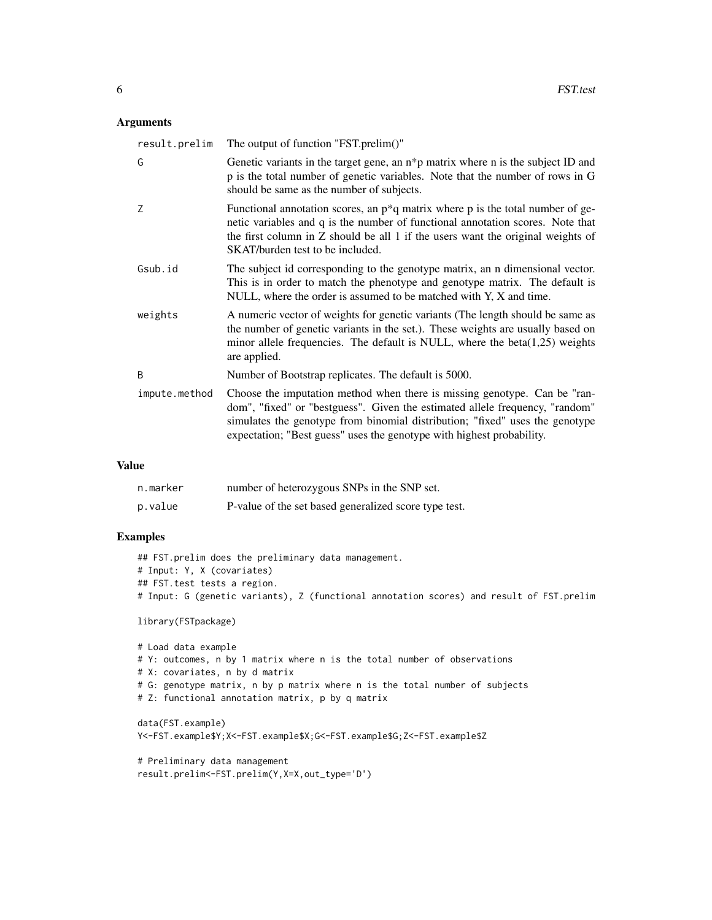### Arguments

| | |
|---|---|
| result.prelim | The output of function "FST.prelim()" |
| G | Genetic variants in the target gene, an n*p matrix where n is the subject ID and p is the total number of genetic variables. Note that the number of rows in G should be same as the number of subjects. |
| Z | Functional annotation scores, an p*q matrix where p is the total number of genetic variables and q is the number of functional annotation scores. Note that the first column in Z should be all 1 if the users want the original weights of SKAT/burden test to be included. |
| Gsub.id | The subject id corresponding to the genotype matrix, an n dimensional vector. This is in order to match the phenotype and genotype matrix. The default is NULL, where the order is assumed to be matched with Y, X and time. |
| weights | A numeric vector of weights for genetic variants (The length should be same as the number of genetic variants in the set.). These weights are usually based on minor allele frequencies. The default is NULL, where the beta(1,25) weights are applied. |
| B | Number of Bootstrap replicates. The default is 5000. |
| impute.method | Choose the imputation method when there is missing genotype. Can be "random", "fixed" or "bestguess". Given the estimated allele frequency, "random" simulates the genotype from binomial distribution; "fixed" uses the genotype expectation; "Best guess" uses the genotype with highest probability. |

### Value

| | |
|---|---|
| n.marker | number of heterozygous SNPs in the SNP set. |
| p.value | P-value of the set based generalized score type test. |

### Examples

```
## FST.prelim does the preliminary data management.
# Input: Y, X (covariates)
## FST.test tests a region.
# Input: G (genetic variants), Z (functional annotation scores) and result of FST.prelim

library(FSTpackage)

# Load data example
# Y: outcomes, n by 1 matrix where n is the total number of observations
# X: covariates, n by d matrix
# G: genotype matrix, n by p matrix where n is the total number of subjects
# Z: functional annotation matrix, p by q matrix

data(FST.example)
Y<-FST.example$Y;X<-FST.example$X;G<-FST.example$G;Z<-FST.example$Z

# Preliminary data management
result.prelim<-FST.prelim(Y,X=X,out_type='D')
```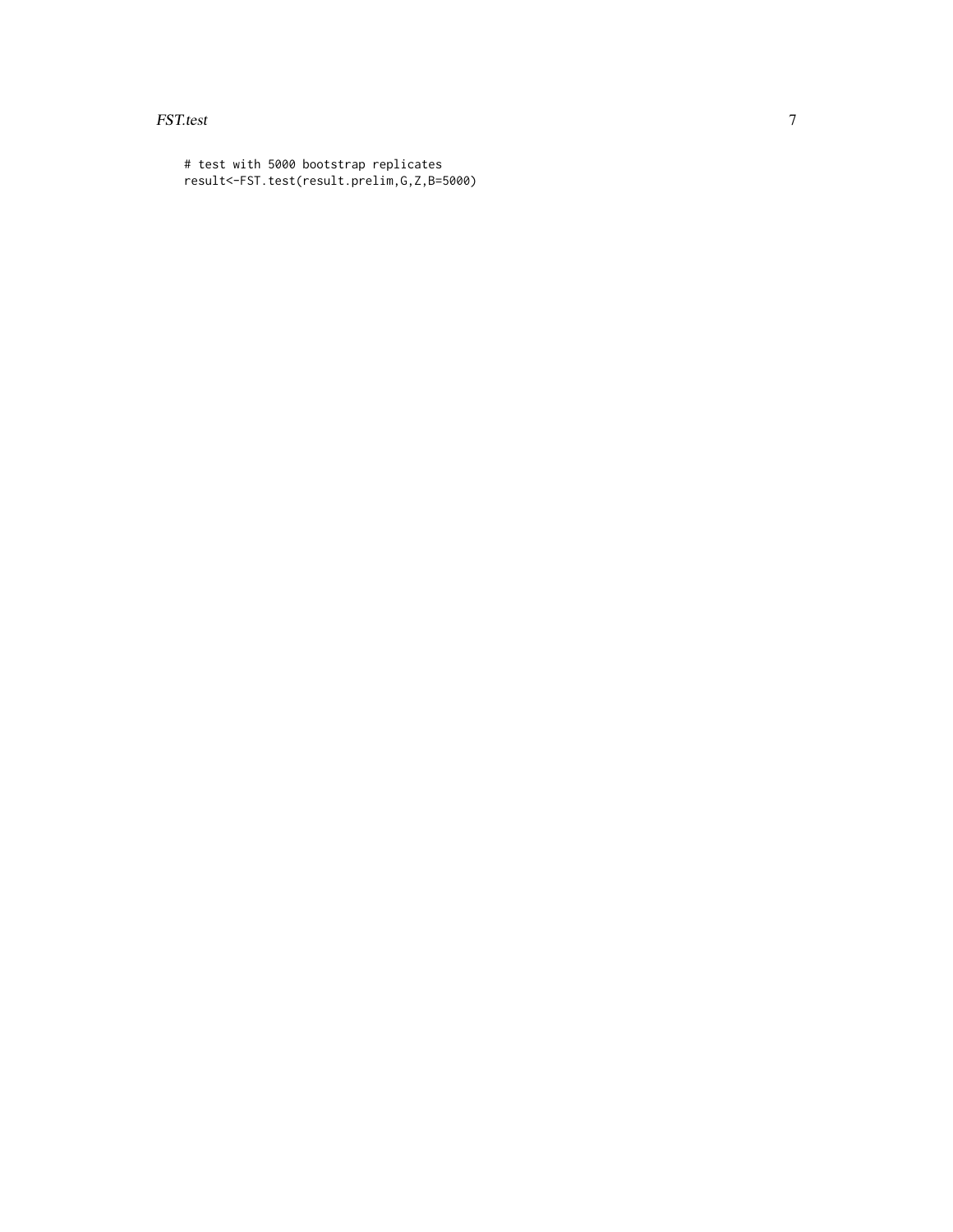```
# test with 5000 bootstrap replicates
result<-FST.test(result.prelim,G,Z,B=5000)
```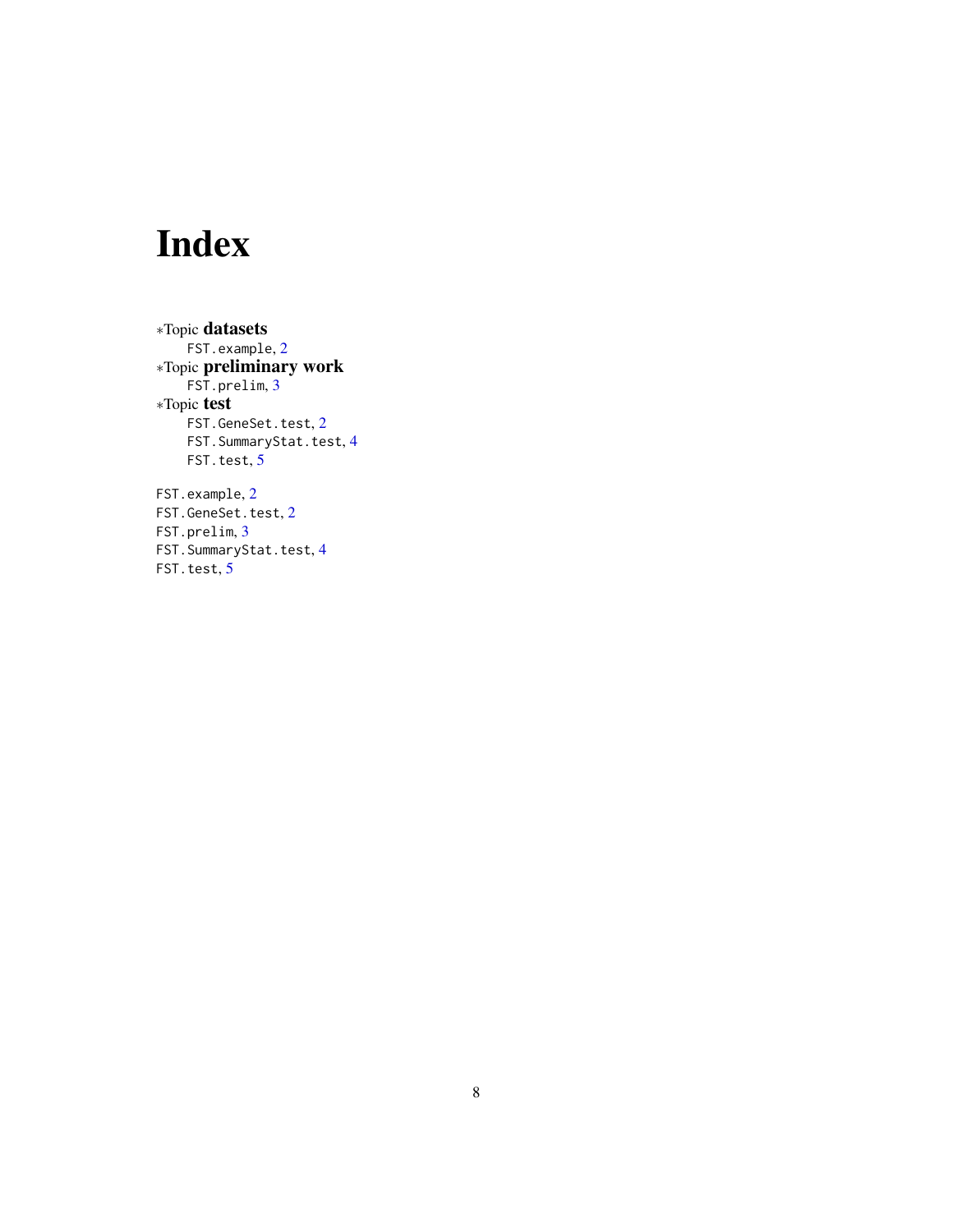# Index

∗Topic **datasets**
    FST.example, 2
∗Topic **preliminary work**
    FST.prelim, 3
∗Topic **test**
    FST.GeneSet.test, 2
    FST.SummaryStat.test, 4
    FST.test, 5

FST.example, 2
FST.GeneSet.test, 2
FST.prelim, 3
FST.SummaryStat.test, 4
FST.test, 5